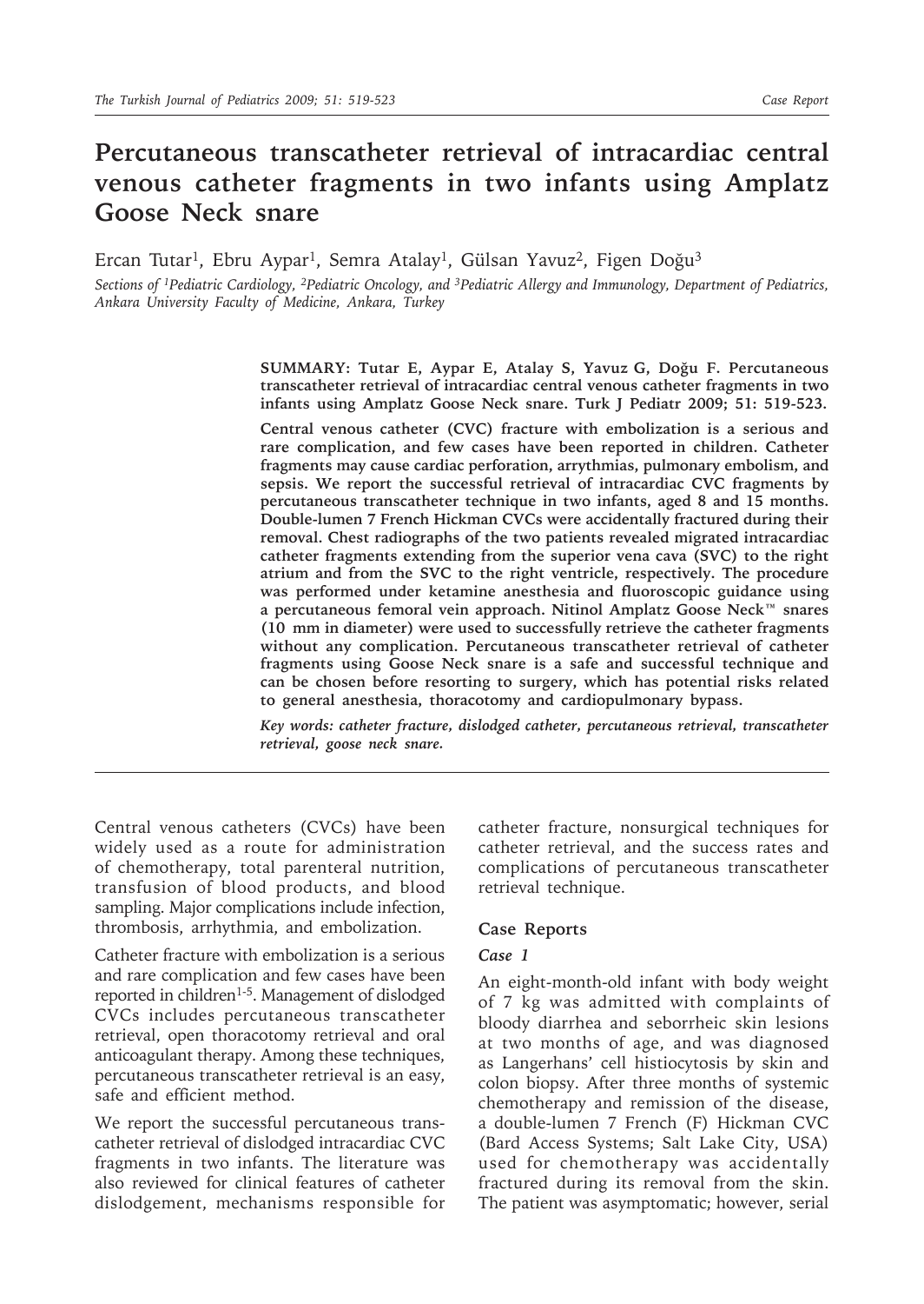# Percutaneous transcatheter retrieval of intracardiac central venous catheter fragments in two infants using Amplatz Goose Neck snare

Ercan Tutar[1], Ebru Aypar[1], Semra Atalay[1], Gülsan Yavuz[2], Figen Doğu[3]

*Sections of [1]Pediatric Cardiology, [2]Pediatric Oncology, and [3]Pediatric Allergy and Immunology, Department of Pediatrics, Ankara University Faculty of Medicine, Ankara, Turkey*

**SUMMARY: Tutar E, Aypar E, Atalay S, Yavuz G, Doğu F. Percutaneous transcatheter retrieval of intracardiac central venous catheter fragments in two infants using Amplatz Goose Neck snare. Turk J Pediatr 2009; 51: 519-523.**

**Central venous catheter (CVC) fracture with embolization is a serious and rare complication, and few cases have been reported in children. Catheter fragments may cause cardiac perforation, arrythmias, pulmonary embolism, and sepsis. We report the successful retrieval of intracardiac CVC fragments by percutaneous transcatheter technique in two infants, aged 8 and 15 months. Double-lumen 7 French Hickman CVCs were accidentally fractured during their removal. Chest radiographs of the two patients revealed migrated intracardiac catheter fragments extending from the superior vena cava (SVC) to the right atrium and from the SVC to the right ventricle, respectively. The procedure was performed under ketamine anesthesia and fluoroscopic guidance using a percutaneous femoral vein approach. Nitinol Amplatz Goose Neck™ snares (10 mm in diameter) were used to successfully retrieve the catheter fragments without any complication. Percutaneous transcatheter retrieval of catheter fragments using Goose Neck snare is a safe and successful technique and can be chosen before resorting to surgery, which has potential risks related to general anesthesia, thoracotomy and cardiopulmonary bypass.**

***Key words: catheter fracture, dislodged catheter, percutaneous retrieval, transcatheter retrieval, goose neck snare.***

---

Central venous catheters (CVCs) have been widely used as a route for administration of chemotherapy, total parenteral nutrition, transfusion of blood products, and blood sampling. Major complications include infection, thrombosis, arrhythmia, and embolization.

Catheter fracture with embolization is a serious and rare complication and few cases have been reported in children[1-5]. Management of dislodged CVCs includes percutaneous transcatheter retrieval, open thoracotomy retrieval and oral anticoagulant therapy. Among these techniques, percutaneous transcatheter retrieval is an easy, safe and efficient method.

We report the successful percutaneous transcatheter retrieval of dislodged intracardiac CVC fragments in two infants. The literature was also reviewed for clinical features of catheter dislodgement, mechanisms responsible for catheter fracture, nonsurgical techniques for catheter retrieval, and the success rates and complications of percutaneous transcatheter retrieval technique.

## Case Reports

### *Case 1*

An eight-month-old infant with body weight of 7 kg was admitted with complaints of bloody diarrhea and seborrheic skin lesions at two months of age, and was diagnosed as Langerhans' cell histiocytosis by skin and colon biopsy. After three months of systemic chemotherapy and remission of the disease, a double-lumen 7 French (F) Hickman CVC (Bard Access Systems; Salt Lake City, USA) used for chemotherapy was accidentally fractured during its removal from the skin. The patient was asymptomatic; however, serial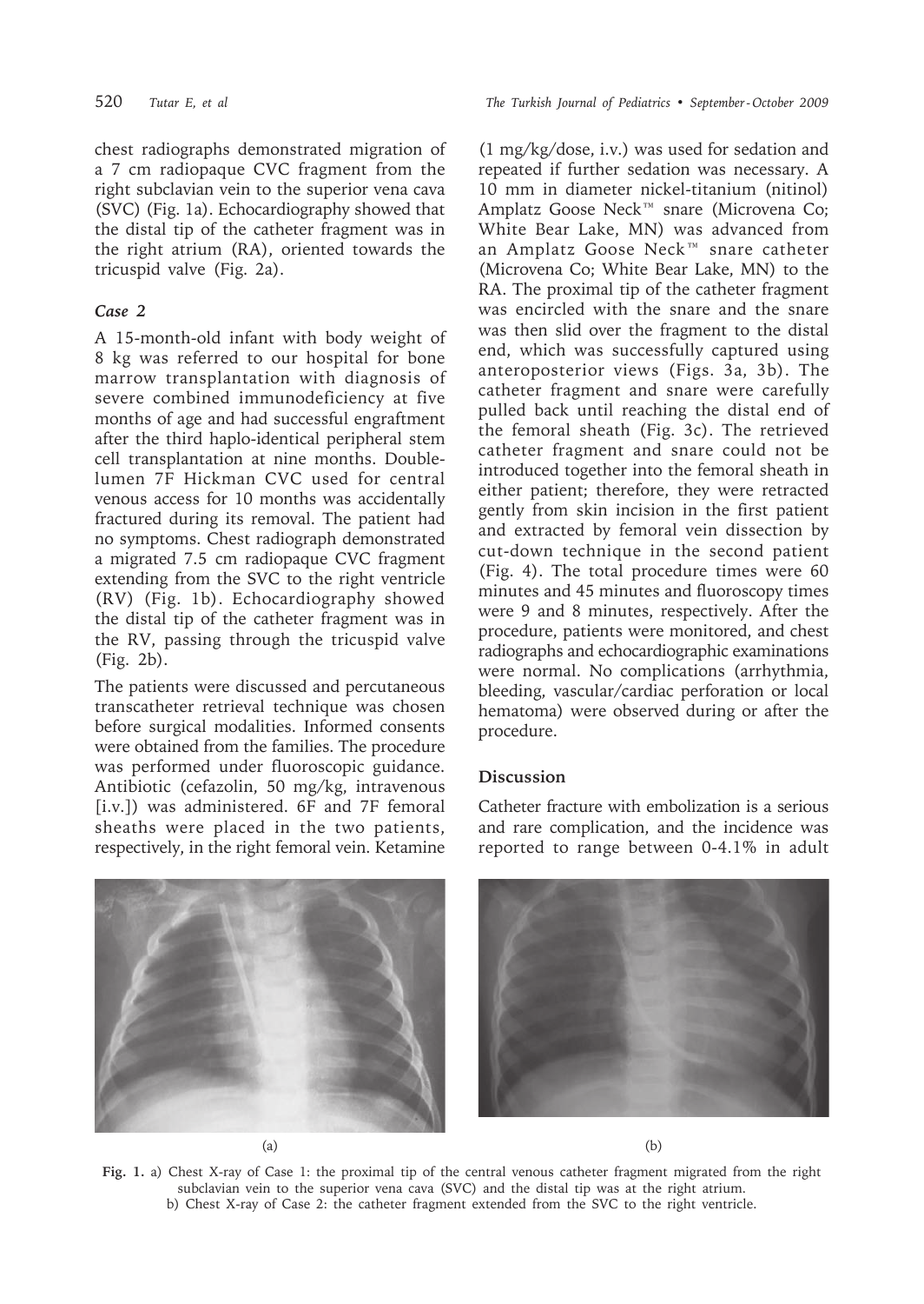chest radiographs demonstrated migration of a 7 cm radiopaque CVC fragment from the right subclavian vein to the superior vena cava (SVC) (Fig. 1a). Echocardiography showed that the distal tip of the catheter fragment was in the right atrium (RA), oriented towards the tricuspid valve (Fig. 2a).

### *Case 2*

A 15-month-old infant with body weight of 8 kg was referred to our hospital for bone marrow transplantation with diagnosis of severe combined immunodeficiency at five months of age and had successful engraftment after the third haplo-identical peripheral stem cell transplantation at nine months. Double-lumen 7F Hickman CVC used for central venous access for 10 months was accidentally fractured during its removal. The patient had no symptoms. Chest radiograph demonstrated a migrated 7.5 cm radiopaque CVC fragment extending from the SVC to the right ventricle (RV) (Fig. 1b). Echocardiography showed the distal tip of the catheter fragment was in the RV, passing through the tricuspid valve (Fig. 2b).

The patients were discussed and percutaneous transcatheter retrieval technique was chosen before surgical modalities. Informed consents were obtained from the families. The procedure was performed under fluoroscopic guidance. Antibiotic (cefazolin, 50 mg/kg, intravenous [i.v.]) was administered. 6F and 7F femoral sheaths were placed in the two patients, respectively, in the right femoral vein. Ketamine (1 mg/kg/dose, i.v.) was used for sedation and repeated if further sedation was necessary. A 10 mm in diameter nickel-titanium (nitinol) Amplatz Goose Neck™ snare (Microvena Co; White Bear Lake, MN) was advanced from an Amplatz Goose Neck™ snare catheter (Microvena Co; White Bear Lake, MN) to the RA. The proximal tip of the catheter fragment was encircled with the snare and the snare was then slid over the fragment to the distal end, which was successfully captured using anteroposterior views (Figs. 3a, 3b). The catheter fragment and snare were carefully pulled back until reaching the distal end of the femoral sheath (Fig. 3c). The retrieved catheter fragment and snare could not be introduced together into the femoral sheath in either patient; therefore, they were retracted gently from skin incision in the first patient and extracted by femoral vein dissection by cut-down technique in the second patient (Fig. 4). The total procedure times were 60 minutes and 45 minutes and fluoroscopy times were 9 and 8 minutes, respectively. After the procedure, patients were monitored, and chest radiographs and echocardiographic examinations were normal. No complications (arrhythmia, bleeding, vascular/cardiac perforation or local hematoma) were observed during or after the procedure.

## Discussion

Catheter fracture with embolization is a serious and rare complication, and the incidence was reported to range between 0-4.1% in adult

(a) (b)

**Fig. 1.** a) Chest X-ray of Case 1: the proximal tip of the central venous catheter fragment migrated from the right subclavian vein to the superior vena cava (SVC) and the distal tip was at the right atrium.
b) Chest X-ray of Case 2: the catheter fragment extended from the SVC to the right ventricle.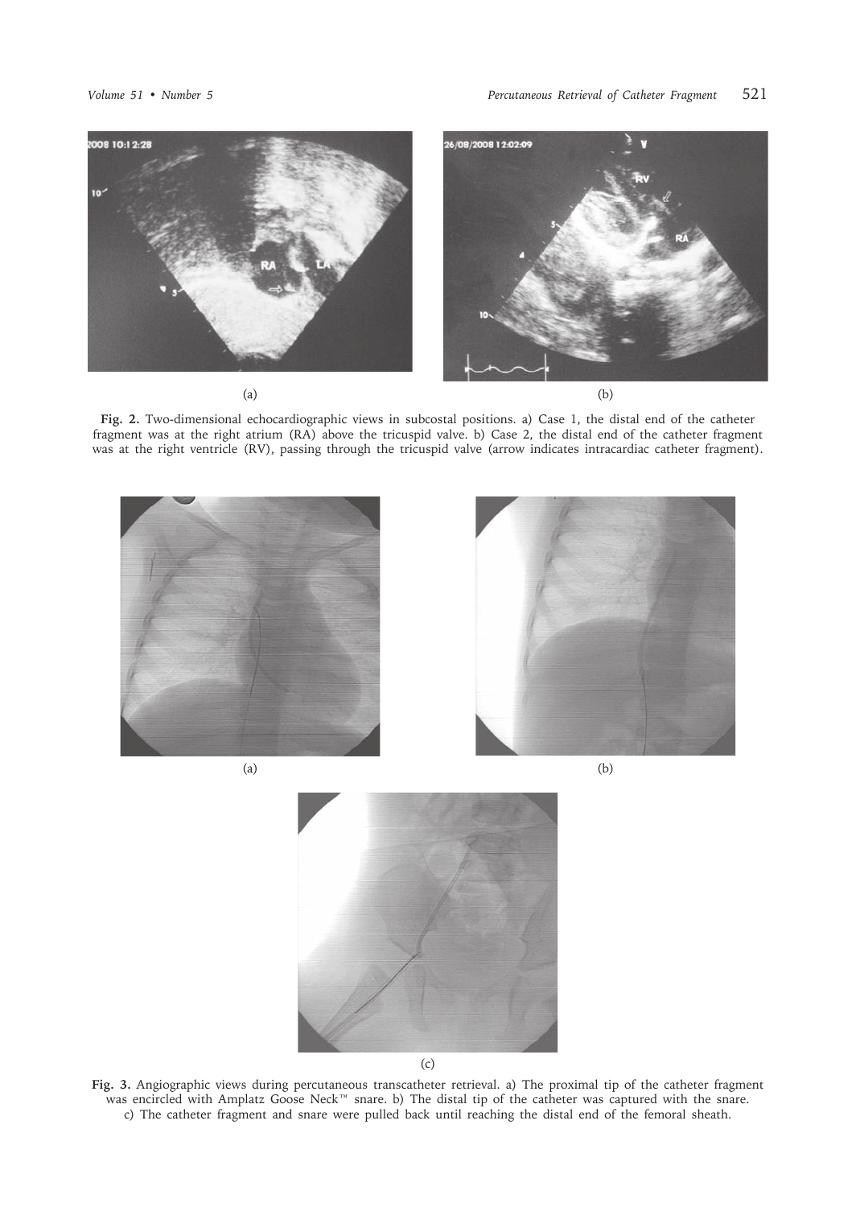(a)

(b)

**Fig. 2.** Two-dimensional echocardiographic views in subcostal positions. a) Case 1, the distal end of the catheter fragment was at the right atrium (RA) above the tricuspid valve. b) Case 2, the distal end of the catheter fragment was at the right ventricle (RV), passing through the tricuspid valve (arrow indicates intracardiac catheter fragment).

(a)

(b)

(c)

**Fig. 3.** Angiographic views during percutaneous transcatheter retrieval. a) The proximal tip of the catheter fragment was encircled with Amplatz Goose Neck™ snare. b) The distal tip of the catheter was captured with the snare. c) The catheter fragment and snare were pulled back until reaching the distal end of the femoral sheath.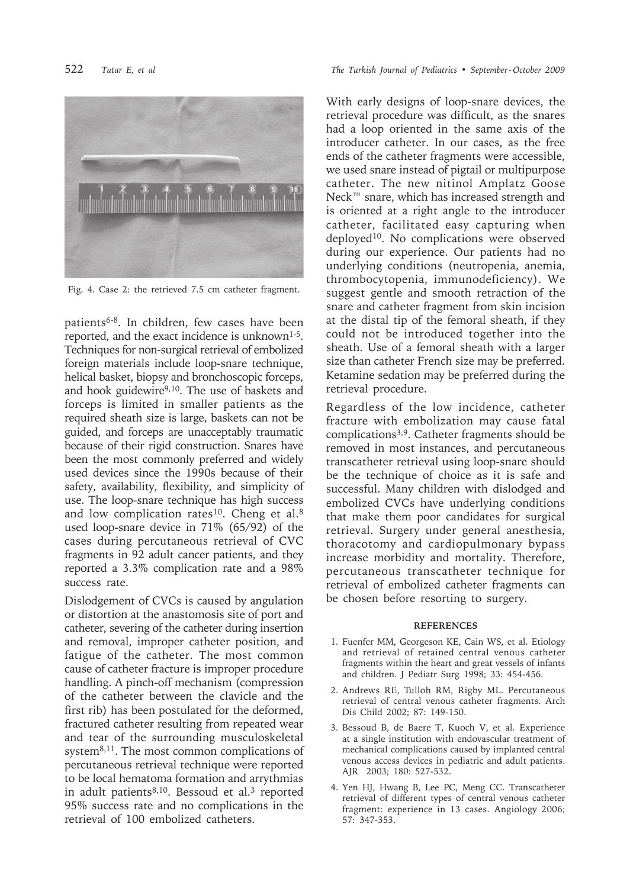Fig. 4. Case 2: the retrieved 7.5 cm catheter fragment.

patients[6-8]. In children, few cases have been reported, and the exact incidence is unknown[1-5]. Techniques for non-surgical retrieval of embolized foreign materials include loop-snare technique, helical basket, biopsy and bronchoscopic forceps, and hook guidewire[9,10]. The use of baskets and forceps is limited in smaller patients as the required sheath size is large, baskets can not be guided, and forceps are unacceptably traumatic because of their rigid construction. Snares have been the most commonly preferred and widely used devices since the 1990s because of their safety, availability, flexibility, and simplicity of use. The loop-snare technique has high success and low complication rates[10]. Cheng et al.[8] used loop-snare device in 71% (65/92) of the cases during percutaneous retrieval of CVC fragments in 92 adult cancer patients, and they reported a 3.3% complication rate and a 98% success rate.

Dislodgement of CVCs is caused by angulation or distortion at the anastomosis site of port and catheter, severing of the catheter during insertion and removal, improper catheter position, and fatigue of the catheter. The most common cause of catheter fracture is improper procedure handling. A pinch-off mechanism (compression of the catheter between the clavicle and the first rib) has been postulated for the deformed, fractured catheter resulting from repeated wear and tear of the surrounding musculoskeletal system[8,11]. The most common complications of percutaneous retrieval technique were reported to be local hematoma formation and arrythmias in adult patients[8,10]. Bessoud et al.[3] reported 95% success rate and no complications in the retrieval of 100 embolized catheters.

With early designs of loop-snare devices, the retrieval procedure was difficult, as the snares had a loop oriented in the same axis of the introducer catheter. In our cases, as the free ends of the catheter fragments were accessible, we used snare instead of pigtail or multipurpose catheter. The new nitinol Amplatz Goose Neck™ snare, which has increased strength and is oriented at a right angle to the introducer catheter, facilitated easy capturing when deployed[10]. No complications were observed during our experience. Our patients had no underlying conditions (neutropenia, anemia, thrombocytopenia, immunodeficiency). We suggest gentle and smooth retraction of the snare and catheter fragment from skin incision at the distal tip of the femoral sheath, if they could not be introduced together into the sheath. Use of a femoral sheath with a larger size than catheter French size may be preferred. Ketamine sedation may be preferred during the retrieval procedure.

Regardless of the low incidence, catheter fracture with embolization may cause fatal complications[3,9]. Catheter fragments should be removed in most instances, and percutaneous transcatheter retrieval using loop-snare should be the technique of choice as it is safe and successful. Many children with dislodged and embolized CVCs have underlying conditions that make them poor candidates for surgical retrieval. Surgery under general anesthesia, thoracotomy and cardiopulmonary bypass increase morbidity and mortality. Therefore, percutaneous transcatheter technique for retrieval of embolized catheter fragments can be chosen before resorting to surgery.

## REFERENCES

1. Fuenfer MM, Georgeson KE, Cain WS, et al. Etiology and retrieval of retained central venous catheter fragments within the heart and great vessels of infants and children. J Pediatr Surg 1998; 33: 454-456.
2. Andrews RE, Tulloh RM, Rigby ML. Percutaneous retrieval of central venous catheter fragments. Arch Dis Child 2002; 87: 149-150.
3. Bessoud B, de Baere T, Kuoch V, et al. Experience at a single institution with endovascular treatment of mechanical complications caused by implanted central venous access devices in pediatric and adult patients. AJR 2003; 180: 527-532.
4. Yen HJ, Hwang B, Lee PC, Meng CC. Transcatheter retrieval of different types of central venous catheter fragment: experience in 13 cases. Angiology 2006; 57: 347-353.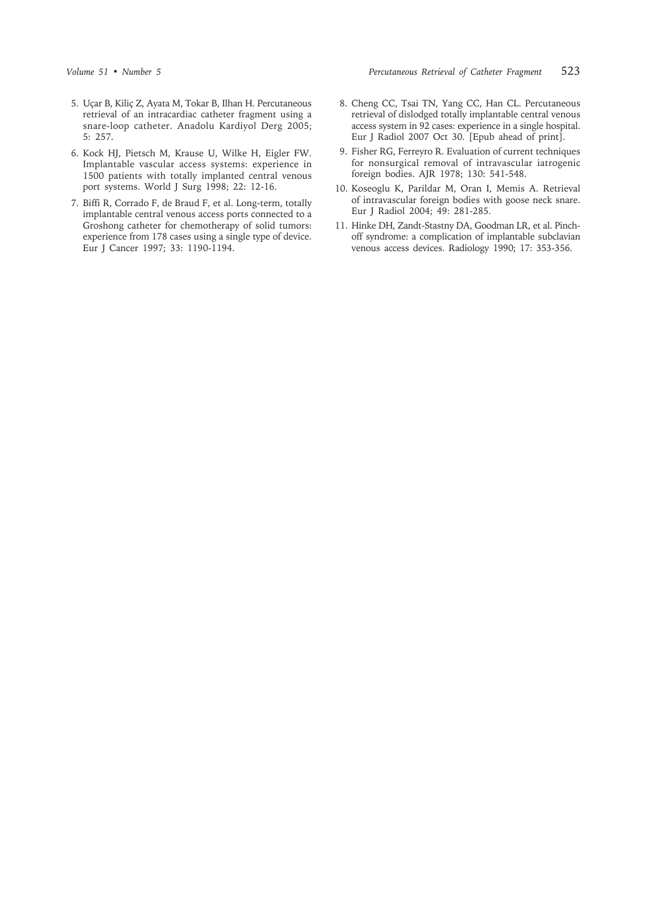5. Uçar B, Kiliç Z, Ayata M, Tokar B, Ilhan H. Percutaneous retrieval of an intracardiac catheter fragment using a snare-loop catheter. Anadolu Kardiyol Derg 2005; 5: 257.
6. Kock HJ, Pietsch M, Krause U, Wilke H, Eigler FW. Implantable vascular access systems: experience in 1500 patients with totally implanted central venous port systems. World J Surg 1998; 22: 12-16.
7. Biffi R, Corrado F, de Braud F, et al. Long-term, totally implantable central venous access ports connected to a Groshong catheter for chemotherapy of solid tumors: experience from 178 cases using a single type of device. Eur J Cancer 1997; 33: 1190-1194.
8. Cheng CC, Tsai TN, Yang CC, Han CL. Percutaneous retrieval of dislodged totally implantable central venous access system in 92 cases: experience in a single hospital. Eur J Radiol 2007 Oct 30. [Epub ahead of print].
9. Fisher RG, Ferreyro R. Evaluation of current techniques for nonsurgical removal of intravascular iatrogenic foreign bodies. AJR 1978; 130: 541-548.
10. Koseoglu K, Parildar M, Oran I, Memis A. Retrieval of intravascular foreign bodies with goose neck snare. Eur J Radiol 2004; 49: 281-285.
11. Hinke DH, Zandt-Stastny DA, Goodman LR, et al. Pinch-off syndrome: a complication of implantable subclavian venous access devices. Radiology 1990; 17: 353-356.